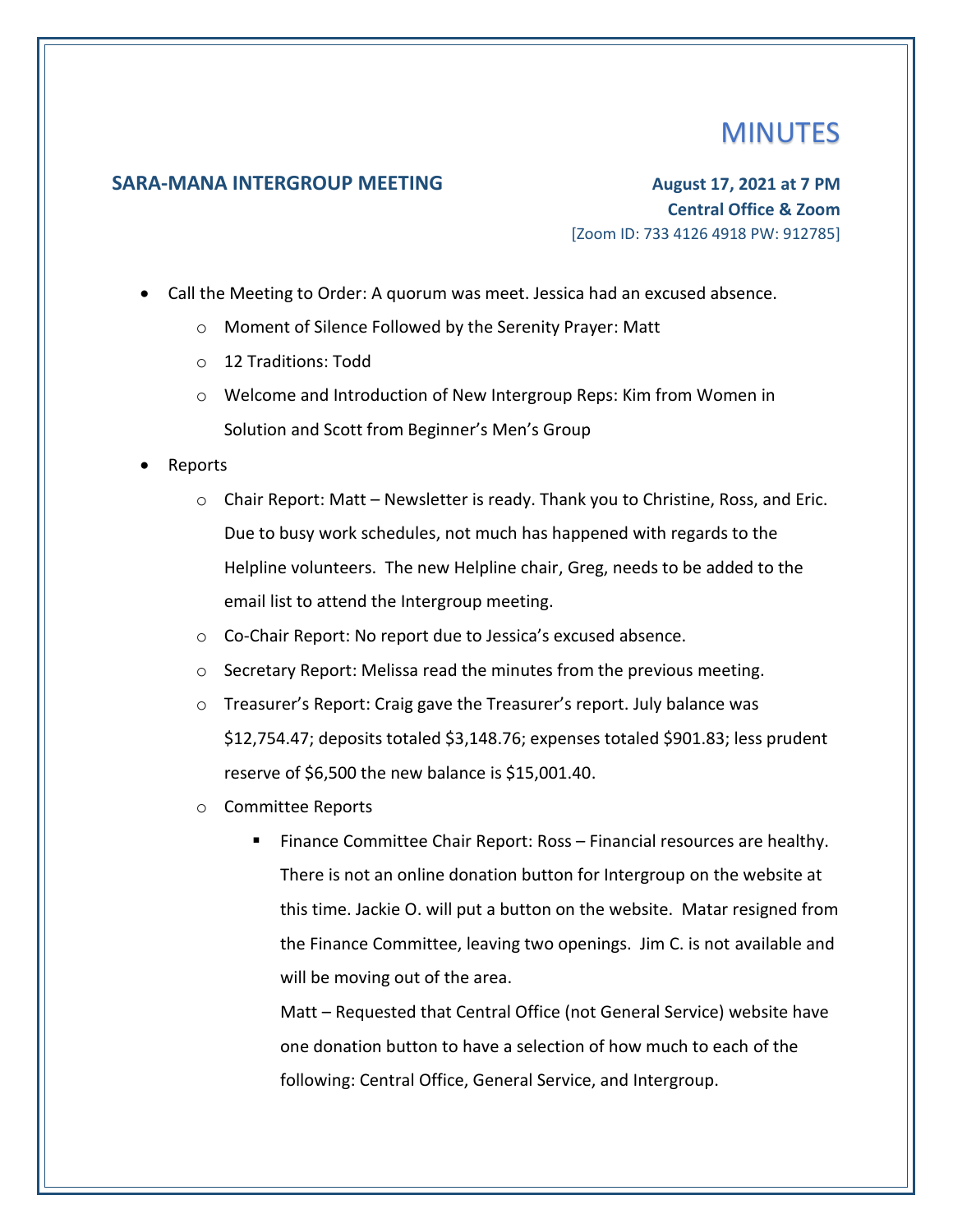# MINUTES

## SARA-MANA INTERGROUP MEETING

**August 17, 2021 at 7 PM**
**Central Office & Zoom**
[Zoom ID: 733 4126 4918 PW: 912785]

- Call the Meeting to Order: A quorum was meet. Jessica had an excused absence.
  - Moment of Silence Followed by the Serenity Prayer: Matt
  - 12 Traditions: Todd
  - Welcome and Introduction of New Intergroup Reps: Kim from Women in Solution and Scott from Beginner's Men's Group
- Reports
  - Chair Report: Matt – Newsletter is ready. Thank you to Christine, Ross, and Eric. Due to busy work schedules, not much has happened with regards to the Helpline volunteers. The new Helpline chair, Greg, needs to be added to the email list to attend the Intergroup meeting.
  - Co-Chair Report: No report due to Jessica's excused absence.
  - Secretary Report: Melissa read the minutes from the previous meeting.
  - Treasurer's Report: Craig gave the Treasurer's report. July balance was $12,754.47; deposits totaled $3,148.76; expenses totaled $901.83; less prudent reserve of $6,500 the new balance is $15,001.40.
  - Committee Reports
    - Finance Committee Chair Report: Ross – Financial resources are healthy. There is not an online donation button for Intergroup on the website at this time. Jackie O. will put a button on the website. Matar resigned from the Finance Committee, leaving two openings. Jim C. is not available and will be moving out of the area.

      Matt – Requested that Central Office (not General Service) website have one donation button to have a selection of how much to each of the following: Central Office, General Service, and Intergroup.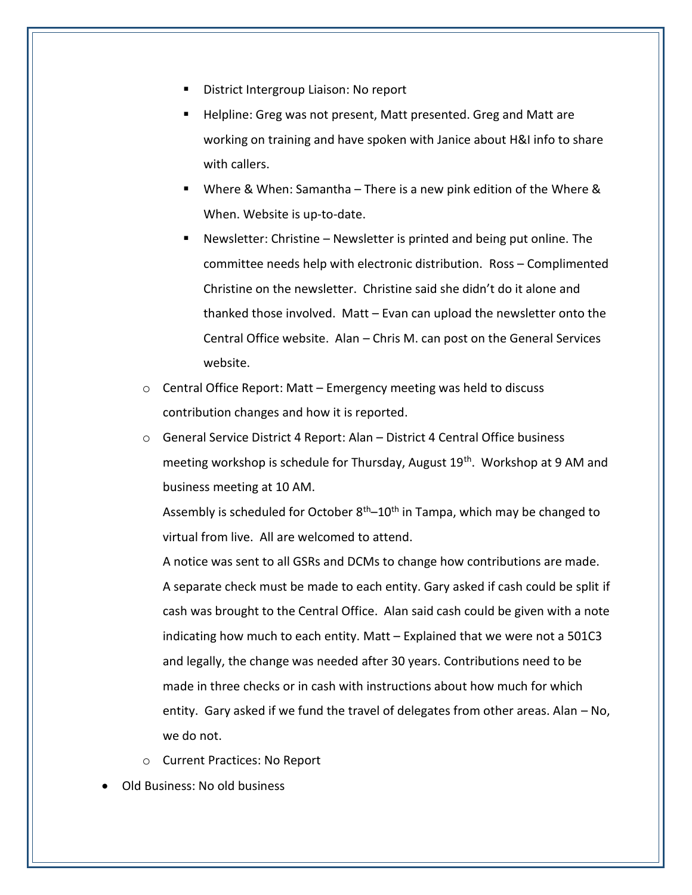- District Intergroup Liaison: No report
        - Helpline: Greg was not present, Matt presented. Greg and Matt are working on training and have spoken with Janice about H&I info to share with callers.
        - Where & When: Samantha – There is a new pink edition of the Where & When. Website is up-to-date.
        - Newsletter: Christine – Newsletter is printed and being put online. The committee needs help with electronic distribution. Ross – Complimented Christine on the newsletter. Christine said she didn't do it alone and thanked those involved. Matt – Evan can upload the newsletter onto the Central Office website. Alan – Chris M. can post on the General Services website.
    - Central Office Report: Matt – Emergency meeting was held to discuss contribution changes and how it is reported.
    - General Service District 4 Report: Alan – District 4 Central Office business meeting workshop is schedule for Thursday, August 19th. Workshop at 9 AM and business meeting at 10 AM.

      Assembly is scheduled for October 8th–10th in Tampa, which may be changed to virtual from live. All are welcomed to attend.

      A notice was sent to all GSRs and DCMs to change how contributions are made. A separate check must be made to each entity. Gary asked if cash could be split if cash was brought to the Central Office. Alan said cash could be given with a note indicating how much to each entity. Matt – Explained that we were not a 501C3 and legally, the change was needed after 30 years. Contributions need to be made in three checks or in cash with instructions about how much for which entity. Gary asked if we fund the travel of delegates from other areas. Alan – No, we do not.
    - Current Practices: No Report
- Old Business: No old business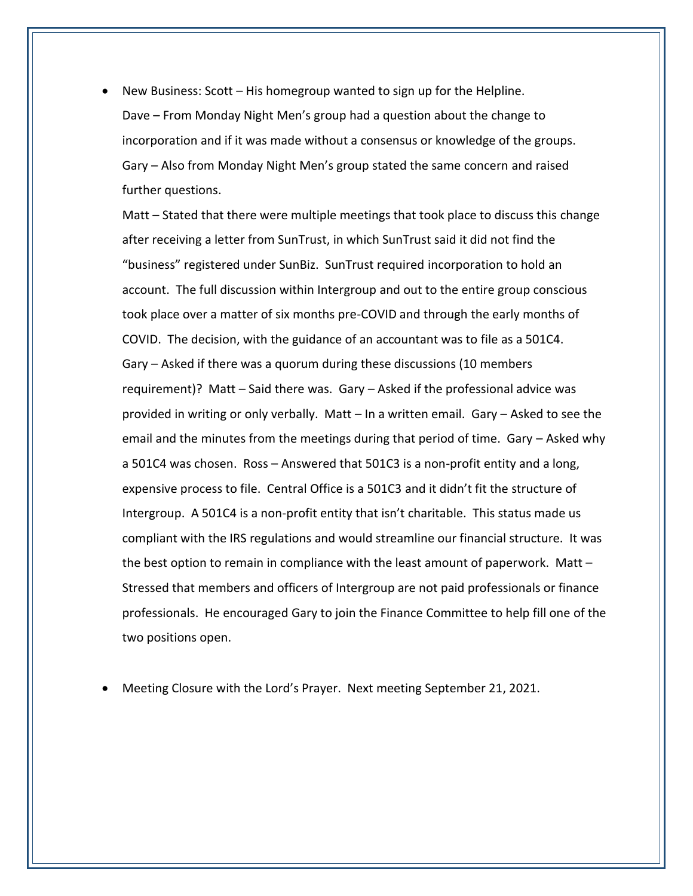- New Business: Scott – His homegroup wanted to sign up for the Helpline.

  Dave – From Monday Night Men's group had a question about the change to incorporation and if it was made without a consensus or knowledge of the groups. Gary – Also from Monday Night Men's group stated the same concern and raised further questions.

  Matt – Stated that there were multiple meetings that took place to discuss this change after receiving a letter from SunTrust, in which SunTrust said it did not find the "business" registered under SunBiz. SunTrust required incorporation to hold an account. The full discussion within Intergroup and out to the entire group conscious took place over a matter of six months pre-COVID and through the early months of COVID. The decision, with the guidance of an accountant was to file as a 501C4. Gary – Asked if there was a quorum during these discussions (10 members requirement)? Matt – Said there was. Gary – Asked if the professional advice was provided in writing or only verbally. Matt – In a written email. Gary – Asked to see the email and the minutes from the meetings during that period of time. Gary – Asked why a 501C4 was chosen. Ross – Answered that 501C3 is a non-profit entity and a long, expensive process to file. Central Office is a 501C3 and it didn't fit the structure of Intergroup. A 501C4 is a non-profit entity that isn't charitable. This status made us compliant with the IRS regulations and would streamline our financial structure. It was the best option to remain in compliance with the least amount of paperwork. Matt – Stressed that members and officers of Intergroup are not paid professionals or finance professionals. He encouraged Gary to join the Finance Committee to help fill one of the two positions open.

- Meeting Closure with the Lord's Prayer. Next meeting September 21, 2021.